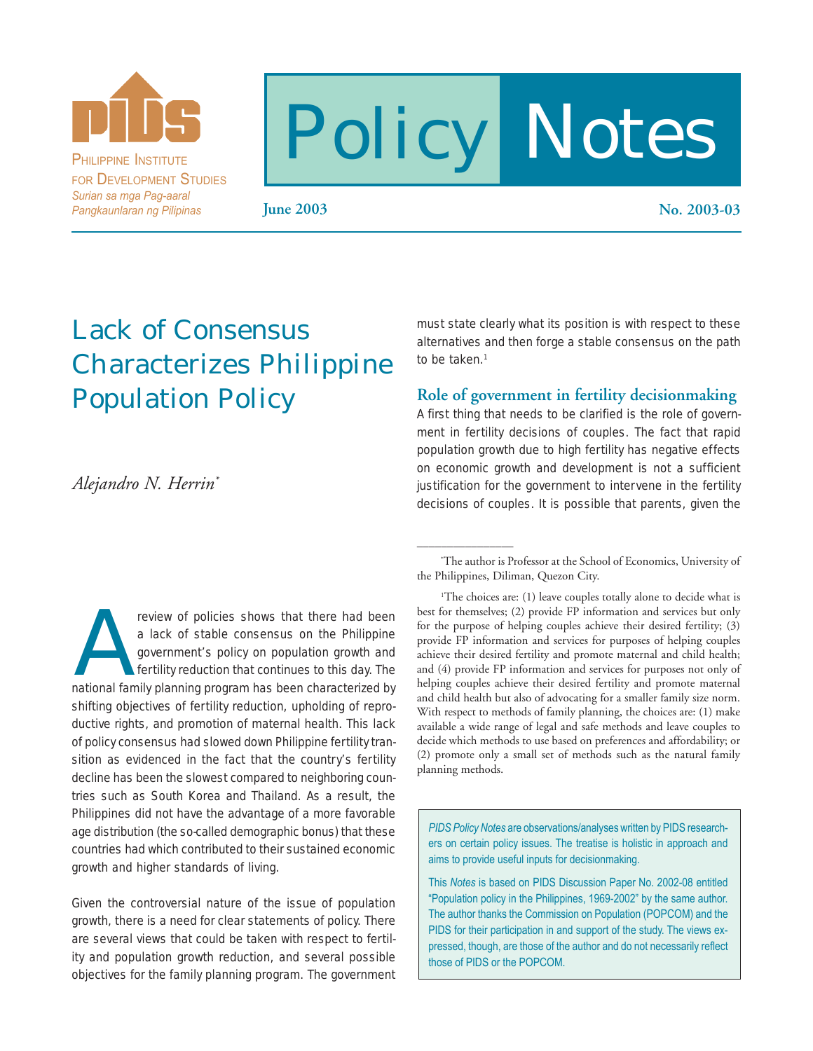PHILIPPINE INSTITUTE FOR DEVELOPMENT STUDIES
*Surian sa mga Pag-aaral Pangkaunlaran ng Pilipinas*

# Policy Notes

**June 2003** **No. 2003-03**

# Lack of Consensus Characterizes Philippine Population Policy

*Alejandro N. Herrin*[*]

A review of policies shows that there had been a lack of stable consensus on the Philippine government's policy on population growth and fertility reduction that continues to this day. The national family planning program has been characterized by shifting objectives of fertility reduction, upholding of reproductive rights, and promotion of maternal health. This lack of policy consensus had slowed down Philippine fertility transition as evidenced in the fact that the country's fertility decline has been the slowest compared to neighboring countries such as South Korea and Thailand. As a result, the Philippines did not have the advantage of a more favorable age distribution (the so-called demographic bonus) that these countries had which contributed to their sustained economic growth and higher standards of living.

Given the controversial nature of the issue of population growth, there is a need for clear statements of policy. There are several views that could be taken with respect to fertility and population growth reduction, and several possible objectives for the family planning program. The government must state clearly what its position is with respect to these alternatives and then forge a stable consensus on the path to be taken.[1]

## Role of government in fertility decisionmaking

A first thing that needs to be clarified is the role of government in fertility decisions of couples. The fact that rapid population growth due to high fertility has negative effects on economic growth and development is not a sufficient justification for the government to intervene in the fertility decisions of couples. It is possible that parents, given the

---

[*]The author is Professor at the School of Economics, University of the Philippines, Diliman, Quezon City.

[1]The choices are: (1) leave couples totally alone to decide what is best for themselves; (2) provide FP information and services but only for the purpose of helping couples achieve their desired fertility; (3) provide FP information and services for purposes of helping couples achieve their desired fertility and promote maternal and child health; and (4) provide FP information and services for purposes not only of helping couples achieve their desired fertility and promote maternal and child health but also of advocating for a smaller family size norm. With respect to methods of family planning, the choices are: (1) make available a wide range of legal and safe methods and leave couples to decide which methods to use based on preferences and affordability; or (2) promote only a small set of methods such as the natural family planning methods.

*PIDS Policy Notes* are observations/analyses written by PIDS researchers on certain policy issues. The treatise is holistic in approach and aims to provide useful inputs for decisionmaking.

This *Notes* is based on PIDS Discussion Paper No. 2002-08 entitled "Population policy in the Philippines, 1969-2002" by the same author. The author thanks the Commission on Population (POPCOM) and the PIDS for their participation in and support of the study. The views expressed, though, are those of the author and do not necessarily reflect those of PIDS or the POPCOM.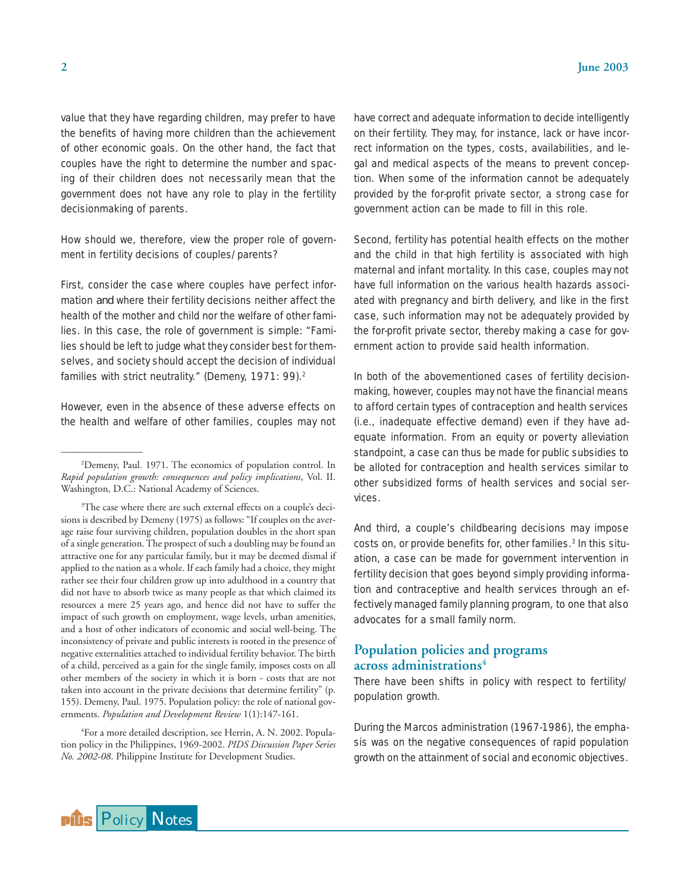value that they have regarding children, may prefer to have the benefits of having more children than the achievement of other economic goals. On the other hand, the fact that couples have the right to determine the number and spacing of their children does not necessarily mean that the government does not have any role to play in the fertility decisionmaking of parents.

How should we, therefore, view the proper role of government in fertility decisions of couples/parents?

First, consider the case where couples have perfect information and where their fertility decisions neither affect the health of the mother and child nor the welfare of other families. In this case, the role of government is simple: "Families should be left to judge what they consider best for themselves, and society should accept the decision of individual families with strict neutrality." (Demeny, 1971: 99).[2]

However, even in the absence of these adverse effects on the health and welfare of other families, couples may not have correct and adequate information to decide intelligently on their fertility. They may, for instance, lack or have incorrect information on the types, costs, availabilities, and legal and medical aspects of the means to prevent conception. When some of the information cannot be adequately provided by the for-profit private sector, a strong case for government action can be made to fill in this role.

Second, fertility has potential health effects on the mother and the child in that high fertility is associated with high maternal and infant mortality. In this case, couples may not have full information on the various health hazards associated with pregnancy and birth delivery, and like in the first case, such information may not be adequately provided by the for-profit private sector, thereby making a case for government action to provide said health information.

In both of the abovementioned cases of fertility decision-making, however, couples may not have the financial means to afford certain types of contraception and health services (i.e., inadequate effective demand) even if they have adequate information. From an equity or poverty alleviation standpoint, a case can thus be made for public subsidies to be alloted for contraception and health services similar to other subsidized forms of health services and social services.

And third, a couple's childbearing decisions may impose costs on, or provide benefits for, other families.[3] In this situation, a case can be made for government intervention in fertility decision that goes beyond simply providing information and contraceptive and health services through an effectively managed family planning program, to one that also advocates for a small family norm.

## Population policies and programs across administrations[4]

There have been shifts in policy with respect to fertility/population growth.

During the Marcos administration (1967-1986), the emphasis was on the negative consequences of rapid population growth on the attainment of social and economic objectives.

---

[2]Demeny, Paul. 1971. The economics of population control. In *Rapid population growth: consequences and policy implications*, Vol. II. Washington, D.C.: National Academy of Sciences.

[3]The case where there are such external effects on a couple's decisions is described by Demeny (1975) as follows: "If couples on the average raise four surviving children, population doubles in the short span of a single generation. The prospect of such a doubling may be found an attractive one for any particular family, but it may be deemed dismal if applied to the nation as a whole. If each family had a choice, they might rather see their four children grow up into adulthood in a country that did not have to absorb twice as many people as that which claimed its resources a mere 25 years ago, and hence did not have to suffer the impact of such growth on employment, wage levels, urban amenities, and a host of other indicators of economic and social well-being. The inconsistency of private and public interests is rooted in the presence of negative externalities attached to individual fertility behavior. The birth of a child, perceived as a gain for the single family, imposes costs on all other members of the society in which it is born - costs that are not taken into account in the private decisions that determine fertility" (p. 155). Demeny, Paul. 1975. Population policy: the role of national governments. *Population and Development Review* 1(1):147-161.

[4]For a more detailed description, see Herrin, A. N. 2002. Population policy in the Philippines, 1969-2002. *PIDS Discussion Paper Series No. 2002-08*. Philippine Institute for Development Studies.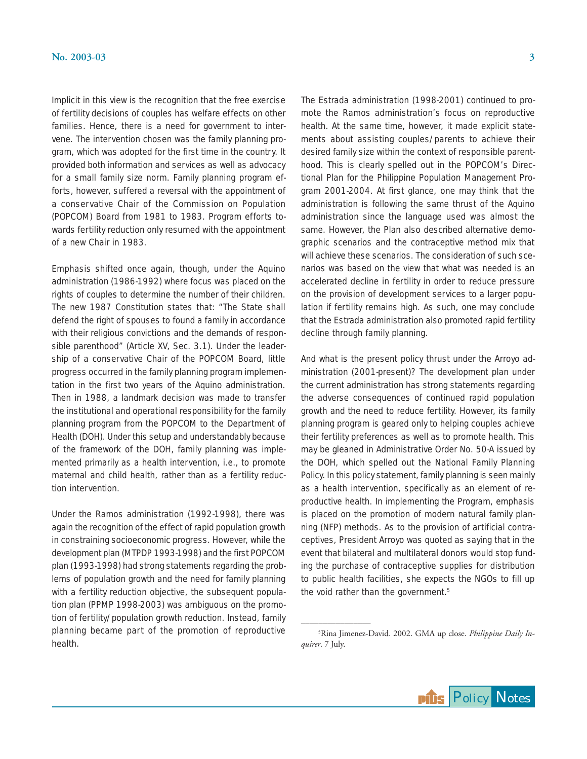Implicit in this view is the recognition that the free exercise of fertility decisions of couples has welfare effects on other families. Hence, there is a need for government to intervene. The intervention chosen was the family planning program, which was adopted for the first time in the country. It provided both information and services as well as advocacy for a small family size norm. Family planning program efforts, however, suffered a reversal with the appointment of a conservative Chair of the Commission on Population (POPCOM) Board from 1981 to 1983. Program efforts towards fertility reduction only resumed with the appointment of a new Chair in 1983.

Emphasis shifted once again, though, under the Aquino administration (1986-1992) where focus was placed on the rights of couples to determine the number of their children. The new 1987 Constitution states that: "The State shall defend the right of spouses to found a family in accordance with their religious convictions and the demands of responsible parenthood" (Article XV, Sec. 3.1). Under the leadership of a conservative Chair of the POPCOM Board, little progress occurred in the family planning program implementation in the first two years of the Aquino administration. Then in 1988, a landmark decision was made to transfer the institutional and operational responsibility for the family planning program from the POPCOM to the Department of Health (DOH). Under this setup and understandably because of the framework of the DOH, family planning was implemented primarily as a health intervention, i.e., to promote maternal and child health, rather than as a fertility reduction intervention.

Under the Ramos administration (1992-1998), there was again the recognition of the effect of rapid population growth in constraining socioeconomic progress. However, while the development plan (MTPDP 1993-1998) and the first POPCOM plan (1993-1998) had strong statements regarding the problems of population growth and the need for family planning with a fertility reduction objective, the subsequent population plan (PPMP 1998-2003) was ambiguous on the promotion of fertility/population growth reduction. Instead, family planning became part of the promotion of reproductive health.

The Estrada administration (1998-2001) continued to promote the Ramos administration's focus on reproductive health. At the same time, however, it made explicit statements about assisting couples/parents to achieve their desired family size within the context of responsible parenthood. This is clearly spelled out in the POPCOM's Directional Plan for the Philippine Population Management Program 2001-2004. At first glance, one may think that the administration is following the same thrust of the Aquino administration since the language used was almost the same. However, the Plan also described alternative demographic scenarios and the contraceptive method mix that will achieve these scenarios. The consideration of such scenarios was based on the view that what was needed is an accelerated decline in fertility in order to reduce pressure on the provision of development services to a larger population if fertility remains high. As such, one may conclude that the Estrada administration also promoted rapid fertility decline through family planning.

And what is the present policy thrust under the Arroyo administration (2001-present)? The development plan under the current administration has strong statements regarding the adverse consequences of continued rapid population growth and the need to reduce fertility. However, its family planning program is geared only to helping couples achieve their fertility preferences as well as to promote health. This may be gleaned in Administrative Order No. 50-A issued by the DOH, which spelled out the National Family Planning Policy. In this policy statement, family planning is seen mainly as a health intervention, specifically as an element of reproductive health. In implementing the Program, emphasis is placed on the promotion of modern natural family planning (NFP) methods. As to the provision of artificial contraceptives, President Arroyo was quoted as saying that in the event that bilateral and multilateral donors would stop funding the purchase of contraceptive supplies for distribution to public health facilities, she expects the NGOs to fill up the void rather than the government.[5]

---

[5]Rina Jimenez-David. 2002. GMA up close. *Philippine Daily Inquirer*. 7 July.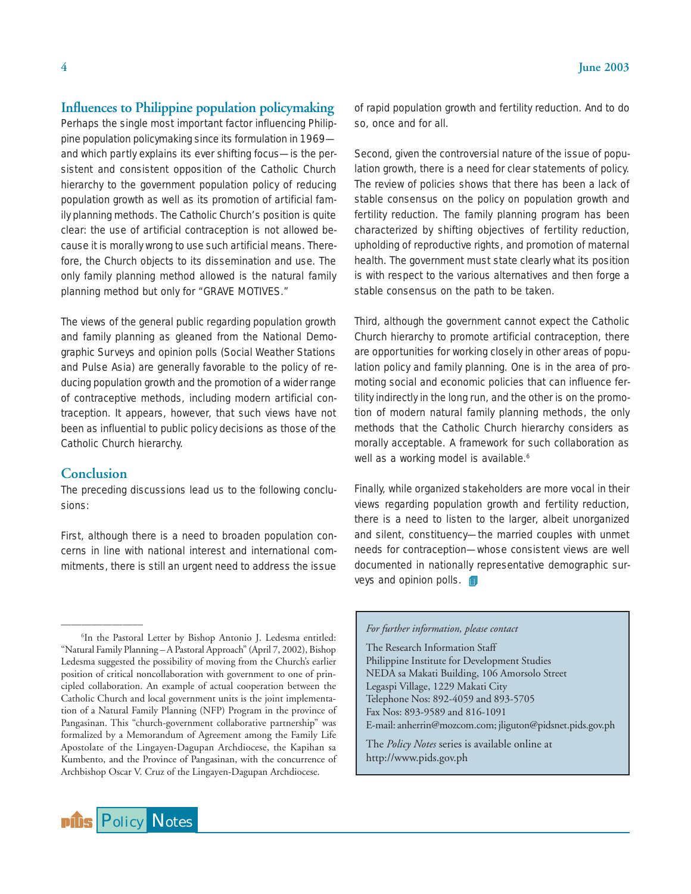## Influences to Philippine population policymaking

Perhaps the single most important factor influencing Philippine population policymaking since its formulation in 1969—and which partly explains its ever shifting focus—is the persistent and consistent opposition of the Catholic Church hierarchy to the government population policy of reducing population growth as well as its promotion of artificial family planning methods. The Catholic Church's position is quite clear: the use of artificial contraception is not allowed because it is morally wrong to use such artificial means. Therefore, the Church objects to its dissemination and use. The only family planning method allowed is the natural family planning method but only for "GRAVE MOTIVES."

The views of the general public regarding population growth and family planning as gleaned from the National Demographic Surveys and opinion polls (Social Weather Stations and Pulse Asia) are generally favorable to the policy of reducing population growth and the promotion of a wider range of contraceptive methods, including modern artificial contraception. It appears, however, that such views have not been as influential to public policy decisions as those of the Catholic Church hierarchy.

## Conclusion

The preceding discussions lead us to the following conclusions:

First, although there is a need to broaden population concerns in line with national interest and international commitments, there is still an urgent need to address the issue of rapid population growth and fertility reduction. And to do so, once and for all.

Second, given the controversial nature of the issue of population growth, there is a need for clear statements of policy. The review of policies shows that there has been a lack of stable consensus on the policy on population growth and fertility reduction. The family planning program has been characterized by shifting objectives of fertility reduction, upholding of reproductive rights, and promotion of maternal health. The government must state clearly what its position is with respect to the various alternatives and then forge a stable consensus on the path to be taken.

Third, although the government cannot expect the Catholic Church hierarchy to promote artificial contraception, there are opportunities for working closely in other areas of population policy and family planning. One is in the area of promoting social and economic policies that can influence fertility indirectly in the long run, and the other is on the promotion of modern natural family planning methods, the only methods that the Catholic Church hierarchy considers as morally acceptable. A framework for such collaboration as well as a working model is available.[6]

Finally, while organized stakeholders are more vocal in their views regarding population growth and fertility reduction, there is a need to listen to the larger, albeit unorganized and silent, constituency—the married couples with unmet needs for contraception—whose consistent views are well documented in nationally representative demographic surveys and opinion polls.

---

[6] In the Pastoral Letter by Bishop Antonio J. Ledesma entitled: "Natural Family Planning – A Pastoral Approach" (April 7, 2002), Bishop Ledesma suggested the possibility of moving from the Church's earlier position of critical noncollaboration with government to one of principled collaboration. An example of actual cooperation between the Catholic Church and local government units is the joint implementation of a Natural Family Planning (NFP) Program in the province of Pangasinan. This "church-government collaborative partnership" was formalized by a Memorandum of Agreement among the Family Life Apostolate of the Lingayen-Dagupan Archdiocese, the Kapihan sa Kumbento, and the Province of Pangasinan, with the concurrence of Archbishop Oscar V. Cruz of the Lingayen-Dagupan Archdiocese.

---

*For further information, please contact*

The Research Information Staff
Philippine Institute for Development Studies
NEDA sa Makati Building, 106 Amorsolo Street
Legaspi Village, 1229 Makati City
Telephone Nos: 892-4059 and 893-5705
Fax Nos: 893-9589 and 816-1091
E-mail: anherrin@mozcom.com; jliguton@pidsnet.pids.gov.ph

The *Policy Notes* series is available online at http://www.pids.gov.ph